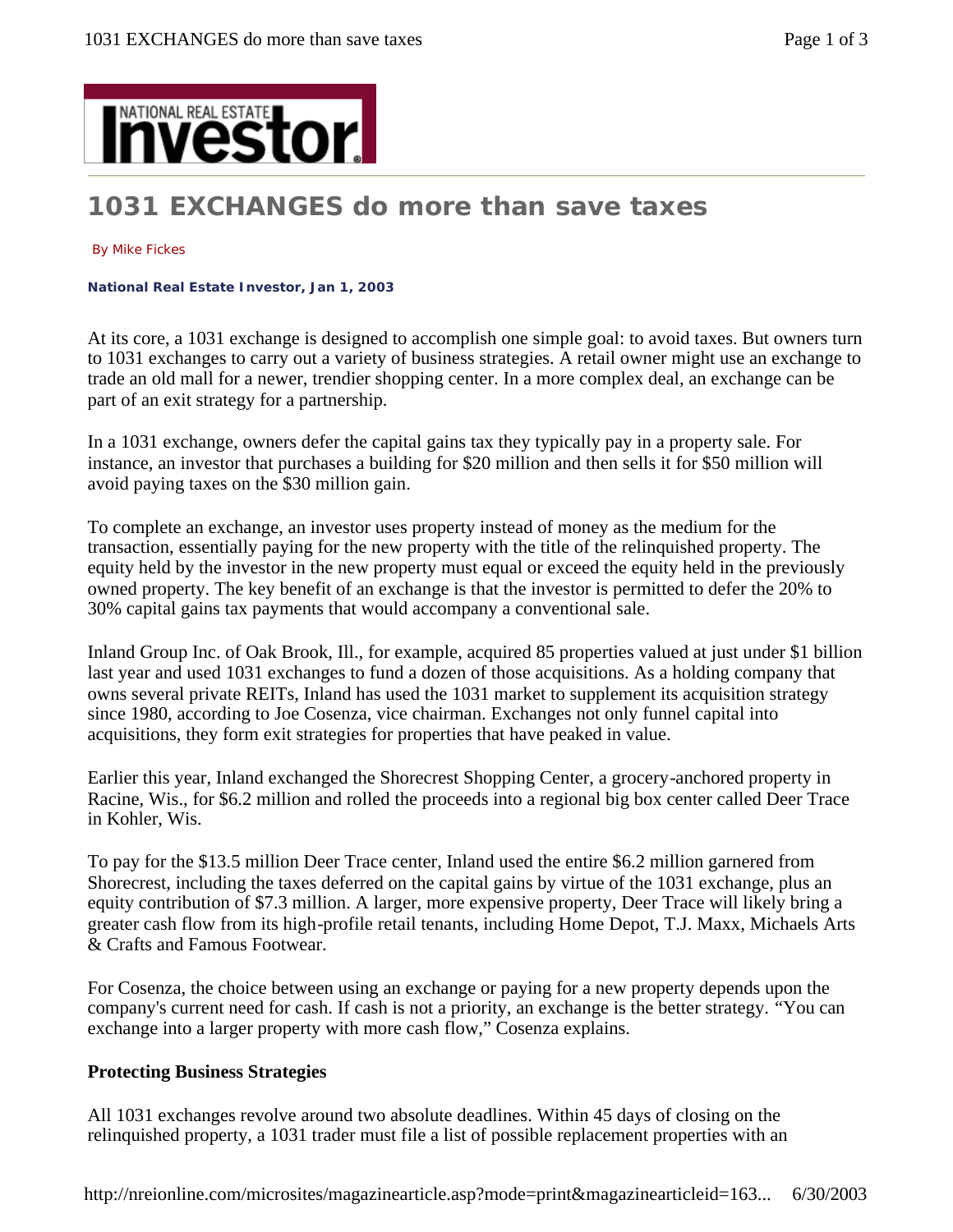# 1031 EXCHANGES do more than save taxes

By Mike Fickes

**National Real Estate Investor, Jan 1, 2003**

At its core, a 1031 exchange is designed to accomplish one simple goal: to avoid taxes. But owners turn to 1031 exchanges to carry out a variety of business strategies. A retail owner might use an exchange to trade an old mall for a newer, trendier shopping center. In a more complex deal, an exchange can be part of an exit strategy for a partnership.

In a 1031 exchange, owners defer the capital gains tax they typically pay in a property sale. For instance, an investor that purchases a building for $20 million and then sells it for $50 million will avoid paying taxes on the $30 million gain.

To complete an exchange, an investor uses property instead of money as the medium for the transaction, essentially paying for the new property with the title of the relinquished property. The equity held by the investor in the new property must equal or exceed the equity held in the previously owned property. The key benefit of an exchange is that the investor is permitted to defer the 20% to 30% capital gains tax payments that would accompany a conventional sale.

Inland Group Inc. of Oak Brook, Ill., for example, acquired 85 properties valued at just under $1 billion last year and used 1031 exchanges to fund a dozen of those acquisitions. As a holding company that owns several private REITs, Inland has used the 1031 market to supplement its acquisition strategy since 1980, according to Joe Cosenza, vice chairman. Exchanges not only funnel capital into acquisitions, they form exit strategies for properties that have peaked in value.

Earlier this year, Inland exchanged the Shorecrest Shopping Center, a grocery-anchored property in Racine, Wis., for $6.2 million and rolled the proceeds into a regional big box center called Deer Trace in Kohler, Wis.

To pay for the $13.5 million Deer Trace center, Inland used the entire $6.2 million garnered from Shorecrest, including the taxes deferred on the capital gains by virtue of the 1031 exchange, plus an equity contribution of $7.3 million. A larger, more expensive property, Deer Trace will likely bring a greater cash flow from its high-profile retail tenants, including Home Depot, T.J. Maxx, Michaels Arts & Crafts and Famous Footwear.

For Cosenza, the choice between using an exchange or paying for a new property depends upon the company's current need for cash. If cash is not a priority, an exchange is the better strategy. "You can exchange into a larger property with more cash flow," Cosenza explains.

### Protecting Business Strategies

All 1031 exchanges revolve around two absolute deadlines. Within 45 days of closing on the relinquished property, a 1031 trader must file a list of possible replacement properties with an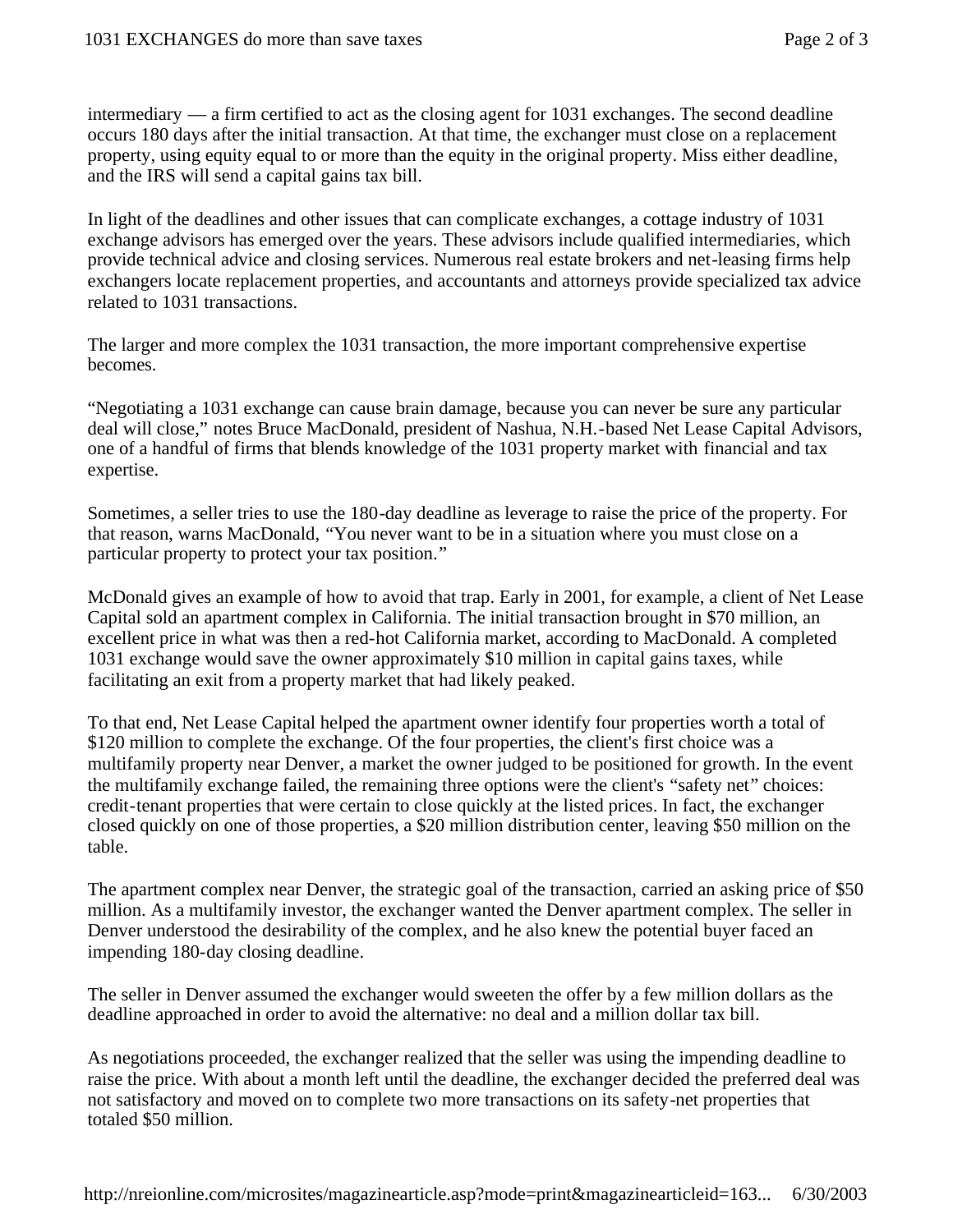intermediary — a firm certified to act as the closing agent for 1031 exchanges. The second deadline occurs 180 days after the initial transaction. At that time, the exchanger must close on a replacement property, using equity equal to or more than the equity in the original property. Miss either deadline, and the IRS will send a capital gains tax bill.

In light of the deadlines and other issues that can complicate exchanges, a cottage industry of 1031 exchange advisors has emerged over the years. These advisors include qualified intermediaries, which provide technical advice and closing services. Numerous real estate brokers and net-leasing firms help exchangers locate replacement properties, and accountants and attorneys provide specialized tax advice related to 1031 transactions.

The larger and more complex the 1031 transaction, the more important comprehensive expertise becomes.

"Negotiating a 1031 exchange can cause brain damage, because you can never be sure any particular deal will close," notes Bruce MacDonald, president of Nashua, N.H.-based Net Lease Capital Advisors, one of a handful of firms that blends knowledge of the 1031 property market with financial and tax expertise.

Sometimes, a seller tries to use the 180-day deadline as leverage to raise the price of the property. For that reason, warns MacDonald, "You never want to be in a situation where you must close on a particular property to protect your tax position."

McDonald gives an example of how to avoid that trap. Early in 2001, for example, a client of Net Lease Capital sold an apartment complex in California. The initial transaction brought in $70 million, an excellent price in what was then a red-hot California market, according to MacDonald. A completed 1031 exchange would save the owner approximately $10 million in capital gains taxes, while facilitating an exit from a property market that had likely peaked.

To that end, Net Lease Capital helped the apartment owner identify four properties worth a total of $120 million to complete the exchange. Of the four properties, the client's first choice was a multifamily property near Denver, a market the owner judged to be positioned for growth. In the event the multifamily exchange failed, the remaining three options were the client's "safety net" choices: credit-tenant properties that were certain to close quickly at the listed prices. In fact, the exchanger closed quickly on one of those properties, a $20 million distribution center, leaving $50 million on the table.

The apartment complex near Denver, the strategic goal of the transaction, carried an asking price of $50 million. As a multifamily investor, the exchanger wanted the Denver apartment complex. The seller in Denver understood the desirability of the complex, and he also knew the potential buyer faced an impending 180-day closing deadline.

The seller in Denver assumed the exchanger would sweeten the offer by a few million dollars as the deadline approached in order to avoid the alternative: no deal and a million dollar tax bill.

As negotiations proceeded, the exchanger realized that the seller was using the impending deadline to raise the price. With about a month left until the deadline, the exchanger decided the preferred deal was not satisfactory and moved on to complete two more transactions on its safety-net properties that totaled $50 million.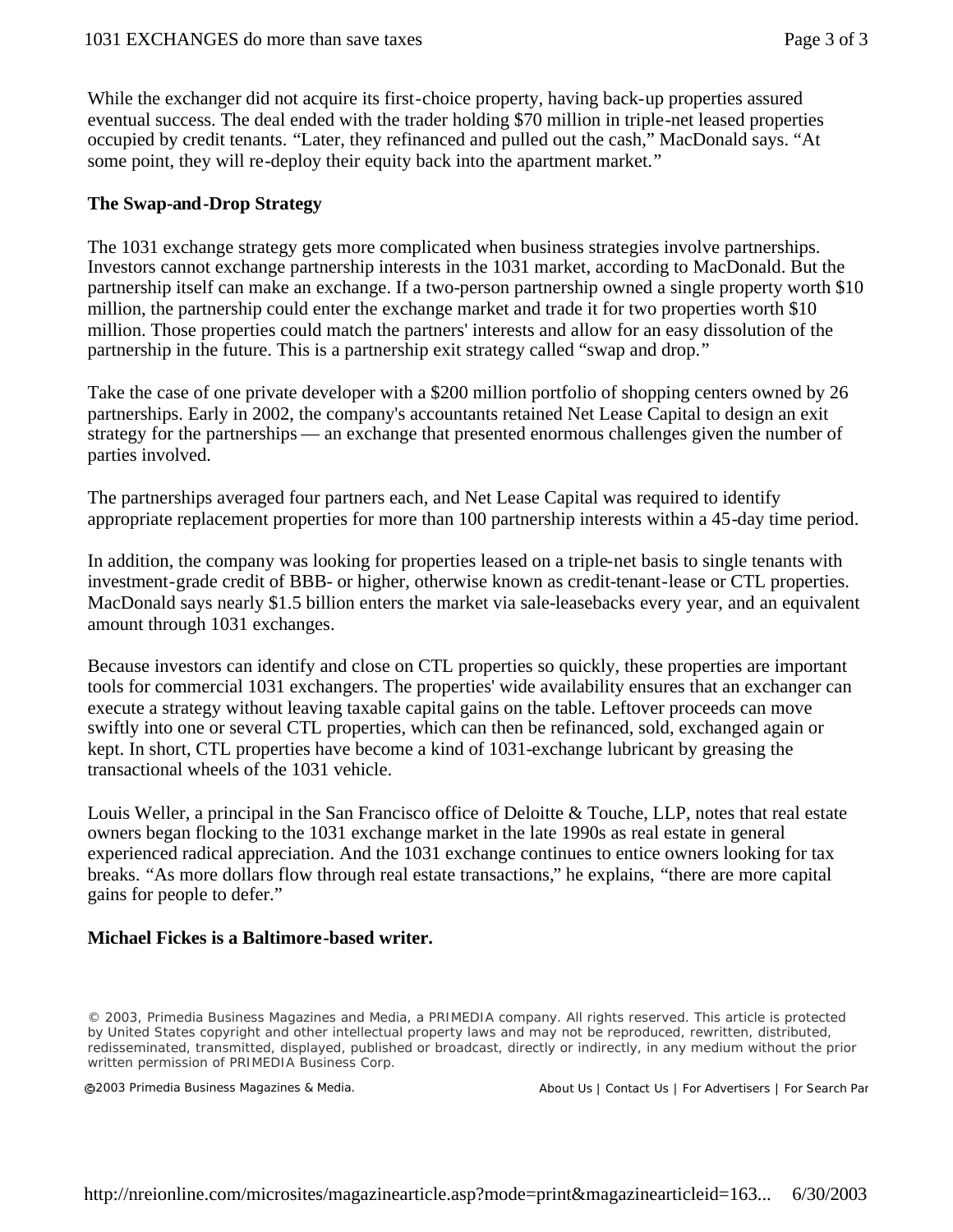While the exchanger did not acquire its first-choice property, having back-up properties assured eventual success. The deal ended with the trader holding $70 million in triple-net leased properties occupied by credit tenants. “Later, they refinanced and pulled out the cash,” MacDonald says. “At some point, they will re-deploy their equity back into the apartment market.”

**The Swap-and-Drop Strategy**

The 1031 exchange strategy gets more complicated when business strategies involve partnerships. Investors cannot exchange partnership interests in the 1031 market, according to MacDonald. But the partnership itself can make an exchange. If a two-person partnership owned a single property worth $10 million, the partnership could enter the exchange market and trade it for two properties worth $10 million. Those properties could match the partners' interests and allow for an easy dissolution of the partnership in the future. This is a partnership exit strategy called “swap and drop.”

Take the case of one private developer with a $200 million portfolio of shopping centers owned by 26 partnerships. Early in 2002, the company's accountants retained Net Lease Capital to design an exit strategy for the partnerships — an exchange that presented enormous challenges given the number of parties involved.

The partnerships averaged four partners each, and Net Lease Capital was required to identify appropriate replacement properties for more than 100 partnership interests within a 45-day time period.

In addition, the company was looking for properties leased on a triple-net basis to single tenants with investment-grade credit of BBB- or higher, otherwise known as credit-tenant-lease or CTL properties. MacDonald says nearly $1.5 billion enters the market via sale-leasebacks every year, and an equivalent amount through 1031 exchanges.

Because investors can identify and close on CTL properties so quickly, these properties are important tools for commercial 1031 exchangers. The properties' wide availability ensures that an exchanger can execute a strategy without leaving taxable capital gains on the table. Leftover proceeds can move swiftly into one or several CTL properties, which can then be refinanced, sold, exchanged again or kept. In short, CTL properties have become a kind of 1031-exchange lubricant by greasing the transactional wheels of the 1031 vehicle.

Louis Weller, a principal in the San Francisco office of Deloitte & Touche, LLP, notes that real estate owners began flocking to the 1031 exchange market in the late 1990s as real estate in general experienced radical appreciation. And the 1031 exchange continues to entice owners looking for tax breaks. “As more dollars flow through real estate transactions,” he explains, “there are more capital gains for people to defer.”

**Michael Fickes is a Baltimore-based writer.**

© 2003, Primedia Business Magazines and Media, a PRIMEDIA company. All rights reserved. This article is protected by United States copyright and other intellectual property laws and may not be reproduced, rewritten, distributed, redisseminated, transmitted, displayed, published or broadcast, directly or indirectly, in any medium without the prior written permission of PRIMEDIA Business Corp.

©2003 Primedia Business Magazines & Media.

About Us | Contact Us | For Advertisers | For Search Par